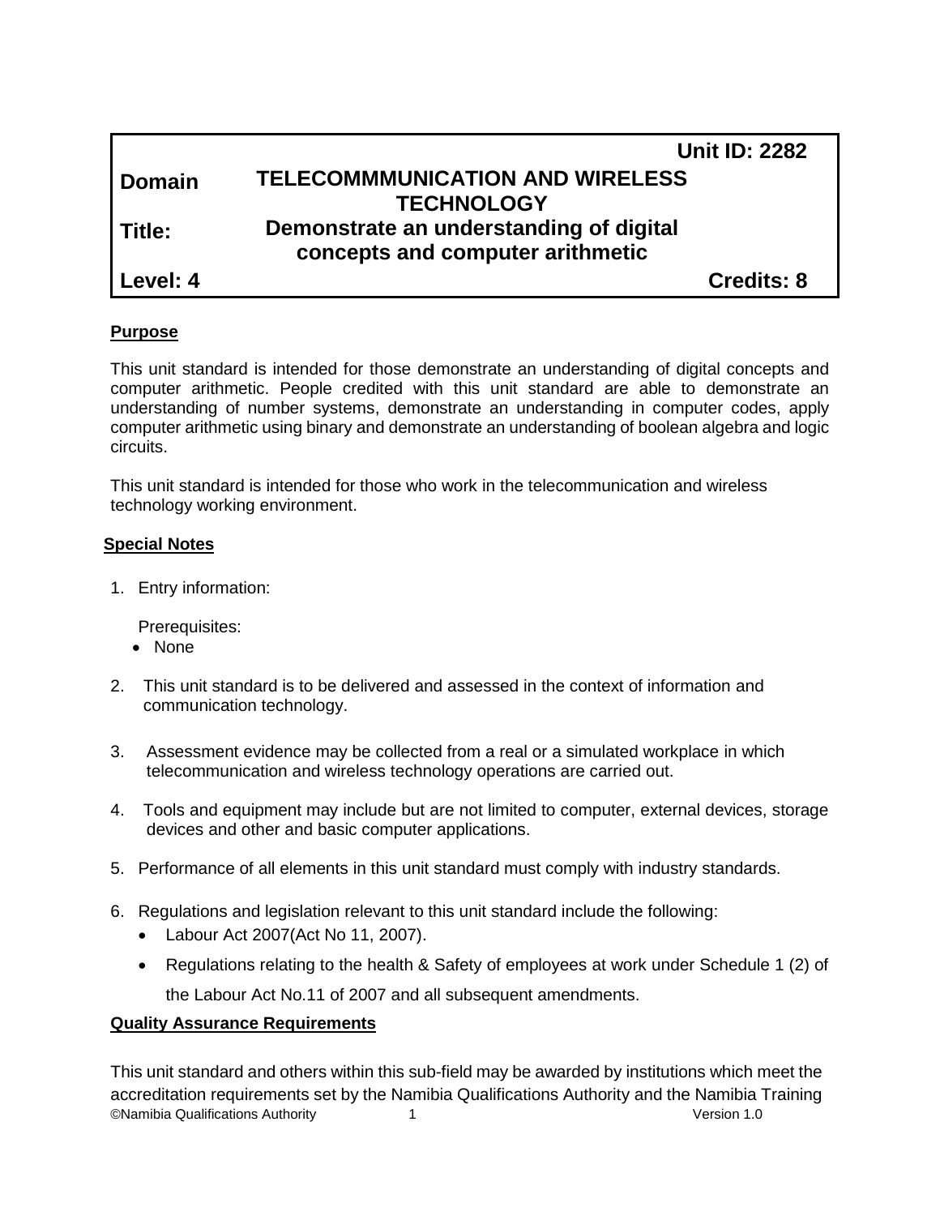| | | |
|---|---|---|
| | | **Unit ID: 2282** |
| **Domain** | **TELECOMMMUNICATION AND WIRELESS TECHNOLOGY** | |
| **Title:** | **Demonstrate an understanding of digital concepts and computer arithmetic** | |
| **Level: 4** | | **Credits: 8** |

## Purpose

This unit standard is intended for those demonstrate an understanding of digital concepts and computer arithmetic. People credited with this unit standard are able to demonstrate an understanding of number systems, demonstrate an understanding in computer codes, apply computer arithmetic using binary and demonstrate an understanding of boolean algebra and logic circuits.

This unit standard is intended for those who work in the telecommunication and wireless technology working environment.

## Special Notes

1. Entry information:

   Prerequisites:
   - None

2. This unit standard is to be delivered and assessed in the context of information and communication technology.

3. Assessment evidence may be collected from a real or a simulated workplace in which telecommunication and wireless technology operations are carried out.

4. Tools and equipment may include but are not limited to computer, external devices, storage devices and other and basic computer applications.

5. Performance of all elements in this unit standard must comply with industry standards.

6. Regulations and legislation relevant to this unit standard include the following:
   - Labour Act 2007(Act No 11, 2007).
   - Regulations relating to the health & Safety of employees at work under Schedule 1 (2) of the Labour Act No.11 of 2007 and all subsequent amendments.

## Quality Assurance Requirements

This unit standard and others within this sub-field may be awarded by institutions which meet the accreditation requirements set by the Namibia Qualifications Authority and the Namibia Training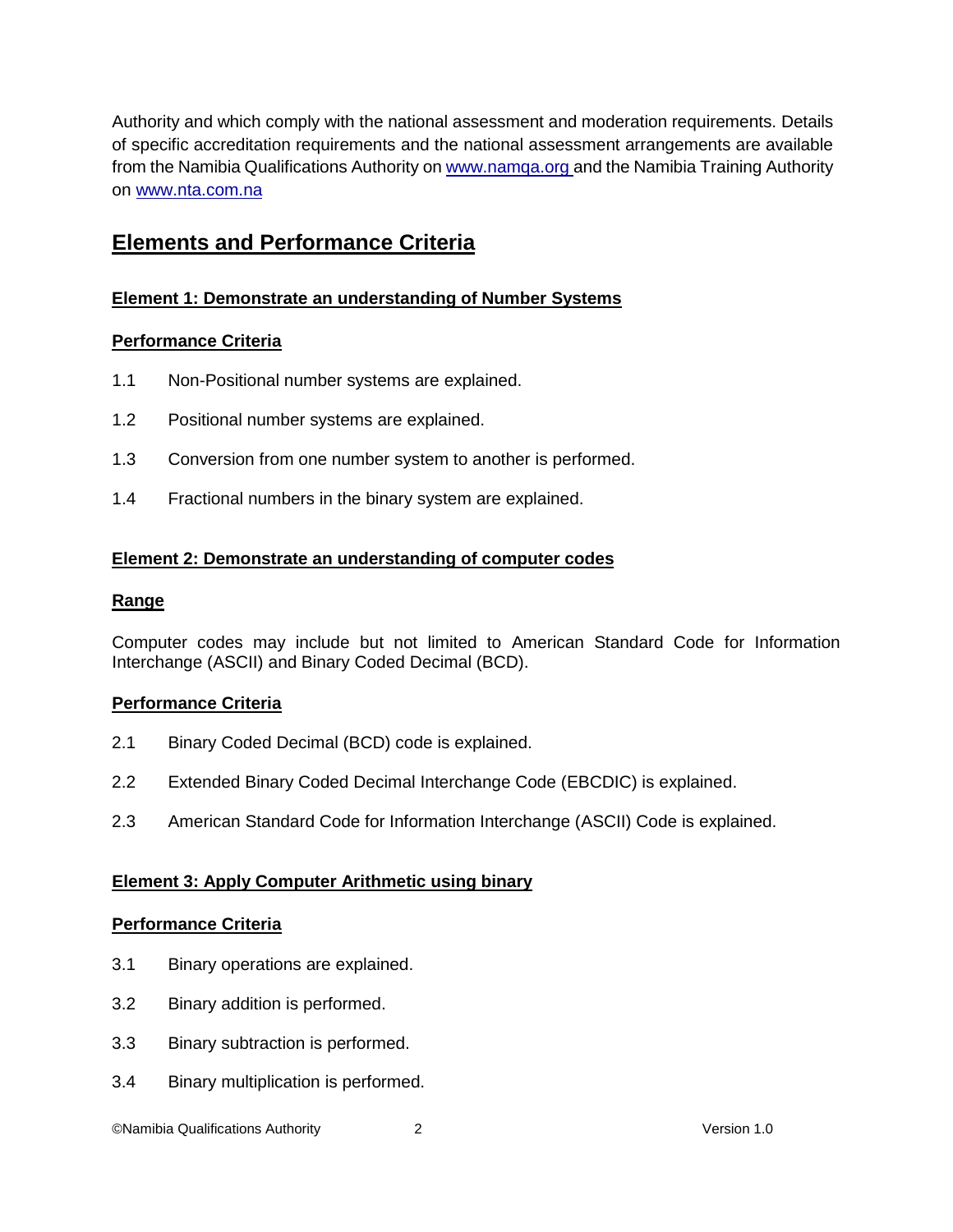Authority and which comply with the national assessment and moderation requirements. Details of specific accreditation requirements and the national assessment arrangements are available from the Namibia Qualifications Authority on [www.namqa.org](http://www.namqa.org) and the Namibia Training Authority on [www.nta.com.na](http://www.nta.com.na)

## Elements and Performance Criteria

### Element 1: Demonstrate an understanding of Number Systems

#### Performance Criteria

1.1 Non-Positional number systems are explained.

1.2 Positional number systems are explained.

1.3 Conversion from one number system to another is performed.

1.4 Fractional numbers in the binary system are explained.

### Element 2: Demonstrate an understanding of computer codes

#### Range

Computer codes may include but not limited to American Standard Code for Information Interchange (ASCII) and Binary Coded Decimal (BCD).

#### Performance Criteria

2.1 Binary Coded Decimal (BCD) code is explained.

2.2 Extended Binary Coded Decimal Interchange Code (EBCDIC) is explained.

2.3 American Standard Code for Information Interchange (ASCII) Code is explained.

### Element 3: Apply Computer Arithmetic using binary

#### Performance Criteria

3.1 Binary operations are explained.

3.2 Binary addition is performed.

3.3 Binary subtraction is performed.

3.4 Binary multiplication is performed.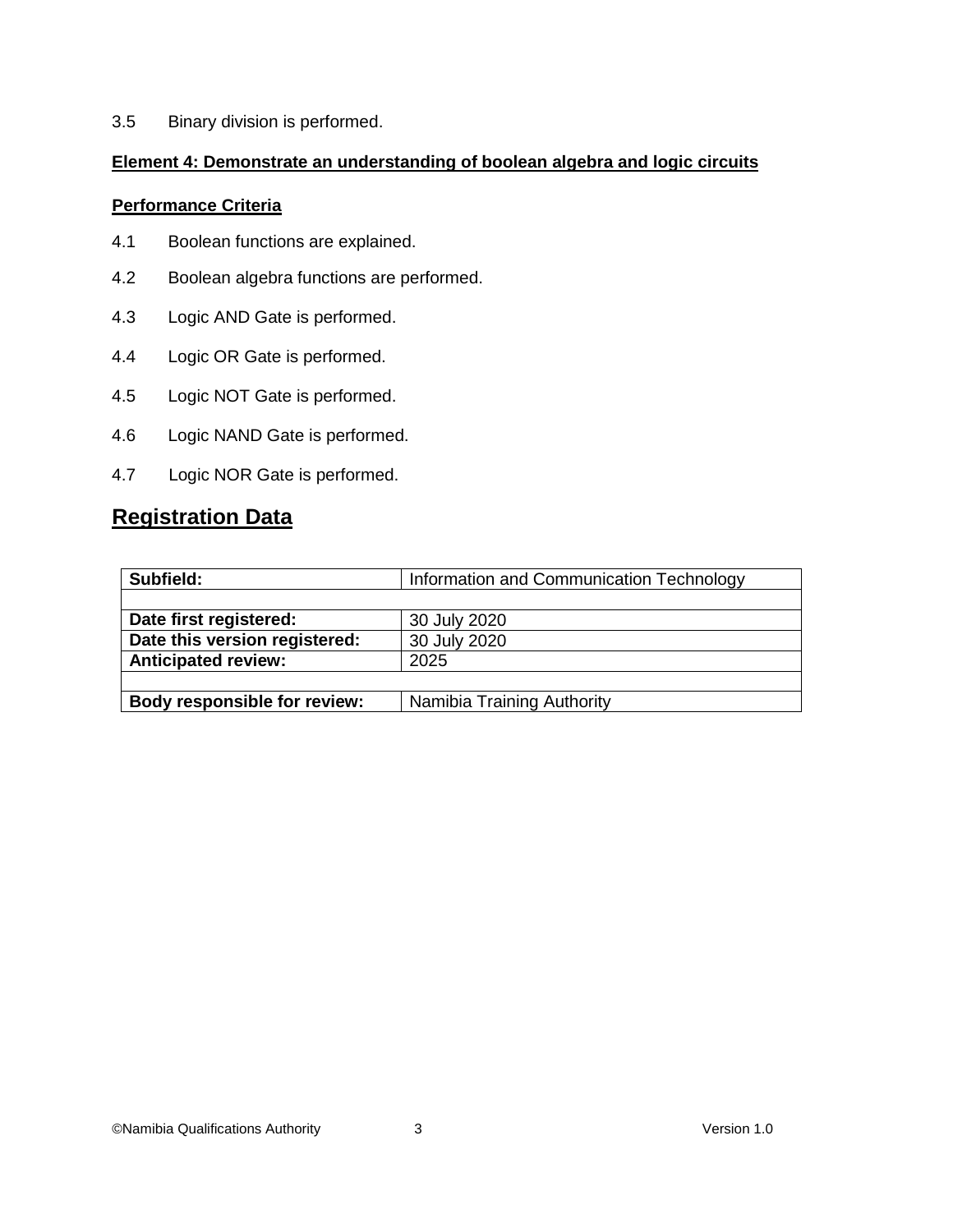3.5 Binary division is performed.

**Element 4: Demonstrate an understanding of boolean algebra and logic circuits**

**Performance Criteria**

4.1 Boolean functions are explained.

4.2 Boolean algebra functions are performed.

4.3 Logic AND Gate is performed.

4.4 Logic OR Gate is performed.

4.5 Logic NOT Gate is performed.

4.6 Logic NAND Gate is performed.

4.7 Logic NOR Gate is performed.

## Registration Data

| | |
|---|---|
| **Subfield:** | Information and Communication Technology |
| | |
| **Date first registered:** | 30 July 2020 |
| **Date this version registered:** | 30 July 2020 |
| **Anticipated review:** | 2025 |
| | |
| **Body responsible for review:** | Namibia Training Authority |